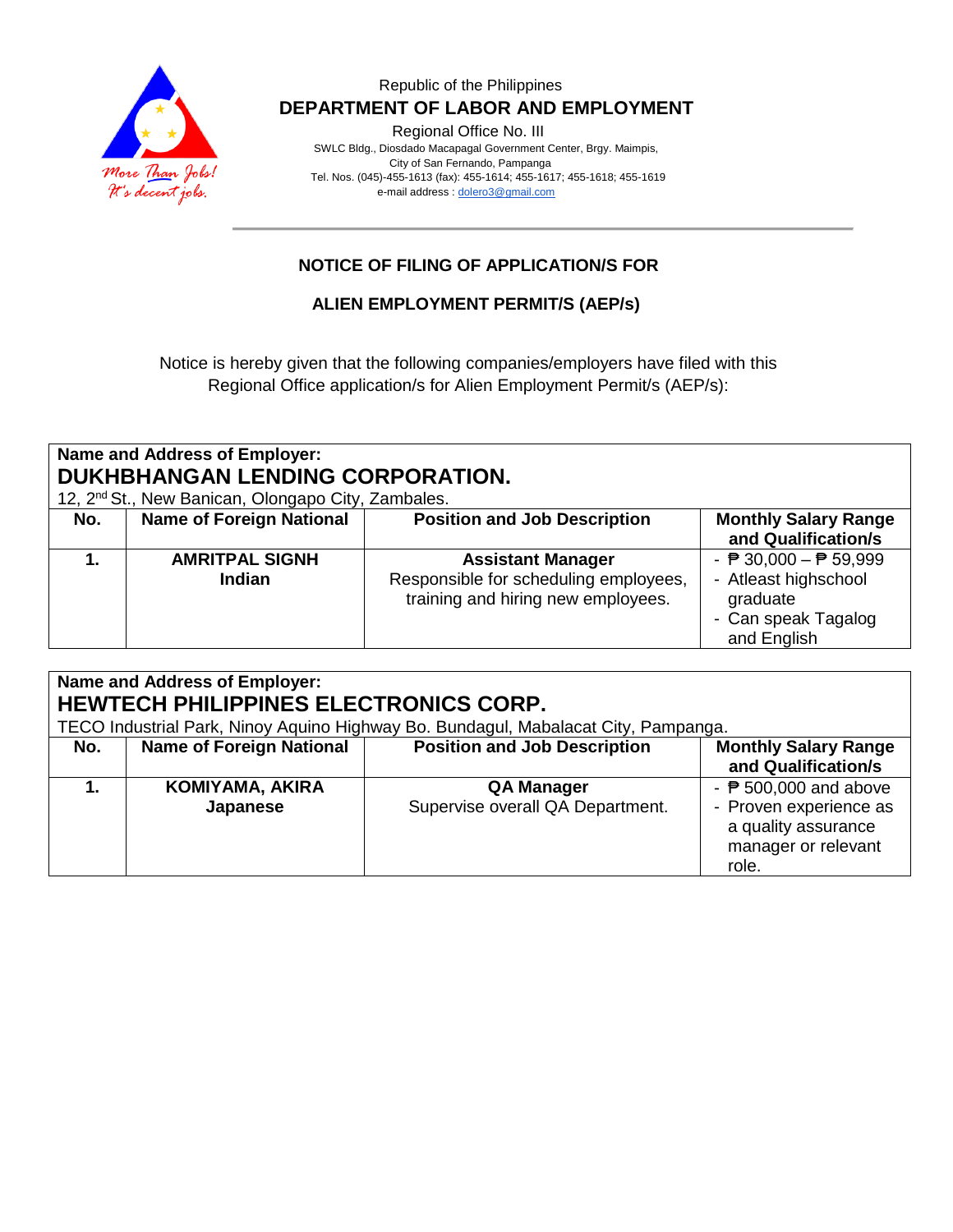Republic of the Philippines

**DEPARTMENT OF LABOR AND EMPLOYMENT**

Regional Office No. III

SWLC Bldg., Diosdado Macapagal Government Center, Brgy. Maimpis, City of San Fernando, Pampanga

Tel. Nos. (045)-455-1613 (fax): 455-1614; 455-1617; 455-1618; 455-1619

e-mail address : dolero3@gmail.com

## NOTICE OF FILING OF APPLICATION/S FOR

## ALIEN EMPLOYMENT PERMIT/S (AEP/s)

Notice is hereby given that the following companies/employers have filed with this Regional Office application/s for Alien Employment Permit/s (AEP/s):

**Name and Address of Employer:**
**DUKHBHANGAN LENDING CORPORATION.**
12, 2nd St., New Banican, Olongapo City, Zambales.

| No. | Name of Foreign National | Position and Job Description | Monthly Salary Range and Qualification/s |
|---|---|---|---|
| **1.** | **AMRITPAL SIGNH**<br>**Indian** | **Assistant Manager**<br>Responsible for scheduling employees, training and hiring new employees. | - ₱ 30,000 – ₱ 59,999<br>- Atleast highschool graduate<br>- Can speak Tagalog and English |

**Name and Address of Employer:**
**HEWTECH PHILIPPINES ELECTRONICS CORP.**
TECO Industrial Park, Ninoy Aquino Highway Bo. Bundagul, Mabalacat City, Pampanga.

| No. | Name of Foreign National | Position and Job Description | Monthly Salary Range and Qualification/s |
|---|---|---|---|
| **1.** | **KOMIYAMA, AKIRA**<br>**Japanese** | **QA Manager**<br>Supervise overall QA Department. | - ₱ 500,000 and above<br>- Proven experience as a quality assurance manager or relevant role. |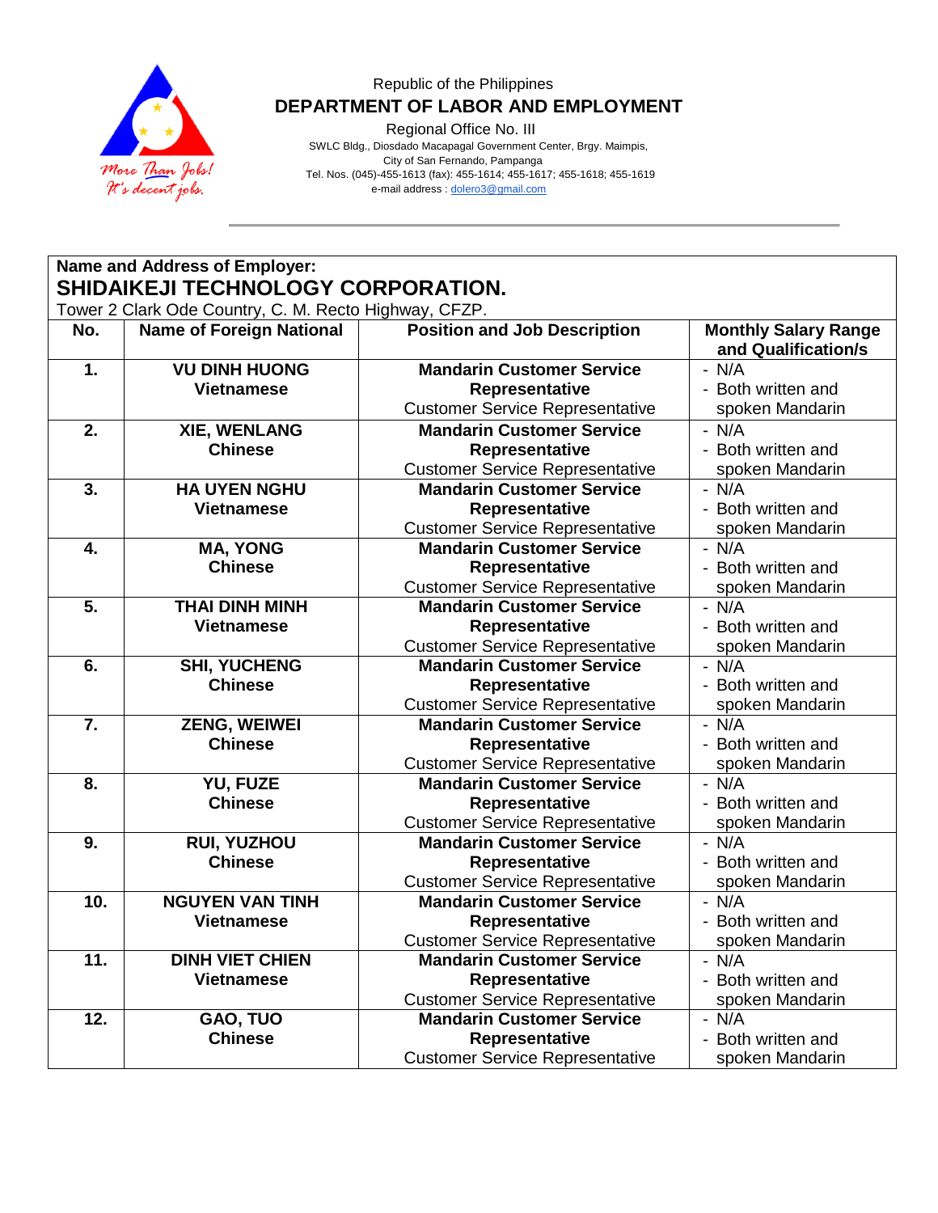Republic of the Philippines

**DEPARTMENT OF LABOR AND EMPLOYMENT**

Regional Office No. III
SWLC Bldg., Diosdado Macapagal Government Center, Brgy. Maimpis,
City of San Fernando, Pampanga
Tel. Nos. (045)-455-1613 (fax): 455-1614; 455-1617; 455-1618; 455-1619
e-mail address : dolero3@gmail.com

**Name and Address of Employer:**

**SHIDAIKEJI TECHNOLOGY CORPORATION.**

Tower 2 Clark Ode Country, C. M. Recto Highway, CFZP.

| No. | Name of Foreign National | Position and Job Description | Monthly Salary Range and Qualification/s |
|---|---|---|---|
| **1.** | **VU DINH HUONG** **Vietnamese** | **Mandarin Customer Service Representative** Customer Service Representative | - N/A - Both written and spoken Mandarin |
| **2.** | **XIE, WENLANG** **Chinese** | **Mandarin Customer Service Representative** Customer Service Representative | - N/A - Both written and spoken Mandarin |
| **3.** | **HA UYEN NGHU** **Vietnamese** | **Mandarin Customer Service Representative** Customer Service Representative | - N/A - Both written and spoken Mandarin |
| **4.** | **MA, YONG** **Chinese** | **Mandarin Customer Service Representative** Customer Service Representative | - N/A - Both written and spoken Mandarin |
| **5.** | **THAI DINH MINH** **Vietnamese** | **Mandarin Customer Service Representative** Customer Service Representative | - N/A - Both written and spoken Mandarin |
| **6.** | **SHI, YUCHENG** **Chinese** | **Mandarin Customer Service Representative** Customer Service Representative | - N/A - Both written and spoken Mandarin |
| **7.** | **ZENG, WEIWEI** **Chinese** | **Mandarin Customer Service Representative** Customer Service Representative | - N/A - Both written and spoken Mandarin |
| **8.** | **YU, FUZE** **Chinese** | **Mandarin Customer Service Representative** Customer Service Representative | - N/A - Both written and spoken Mandarin |
| **9.** | **RUI, YUZHOU** **Chinese** | **Mandarin Customer Service Representative** Customer Service Representative | - N/A - Both written and spoken Mandarin |
| **10.** | **NGUYEN VAN TINH** **Vietnamese** | **Mandarin Customer Service Representative** Customer Service Representative | - N/A - Both written and spoken Mandarin |
| **11.** | **DINH VIET CHIEN** **Vietnamese** | **Mandarin Customer Service Representative** Customer Service Representative | - N/A - Both written and spoken Mandarin |
| **12.** | **GAO, TUO** **Chinese** | **Mandarin Customer Service Representative** Customer Service Representative | - N/A - Both written and spoken Mandarin |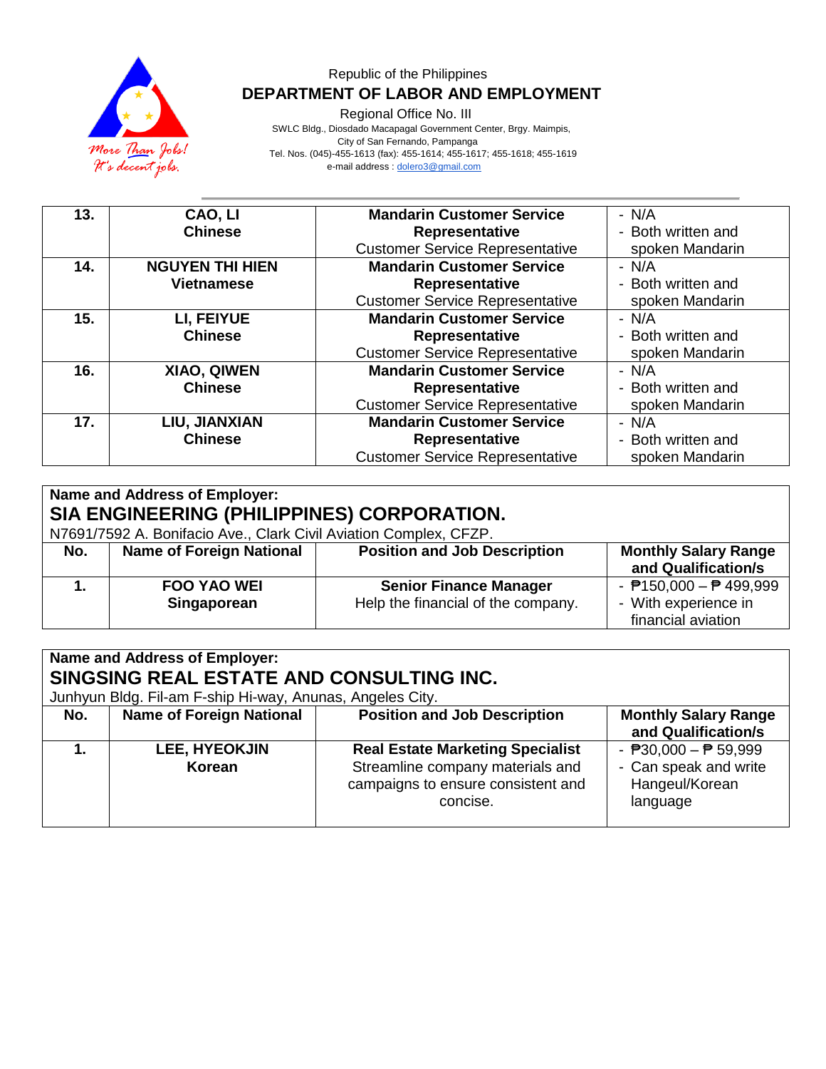| 13. | CAO, LI<br>Chinese | **Mandarin Customer Service Representative**<br>Customer Service Representative | - N/A<br>- Both written and spoken Mandarin |
|---|---|---|---|
| 14. | NGUYEN THI HIEN<br>Vietnamese | **Mandarin Customer Service Representative**<br>Customer Service Representative | - N/A<br>- Both written and spoken Mandarin |
| 15. | LI, FEIYUE<br>Chinese | **Mandarin Customer Service Representative**<br>Customer Service Representative | - N/A<br>- Both written and spoken Mandarin |
| 16. | XIAO, QIWEN<br>Chinese | **Mandarin Customer Service Representative**<br>Customer Service Representative | - N/A<br>- Both written and spoken Mandarin |
| 17. | LIU, JIANXIAN<br>Chinese | **Mandarin Customer Service Representative**<br>Customer Service Representative | - N/A<br>- Both written and spoken Mandarin |

**Name and Address of Employer:**

## SIA ENGINEERING (PHILIPPINES) CORPORATION.

N7691/7592 A. Bonifacio Ave., Clark Civil Aviation Complex, CFZP.

| No. | Name of Foreign National | Position and Job Description | Monthly Salary Range and Qualification/s |
|---|---|---|---|
| 1. | **FOO YAO WEI**<br>**Singaporean** | **Senior Finance Manager**<br>Help the financial of the company. | - ₱150,000 – ₱ 499,999<br>- With experience in financial aviation |

**Name and Address of Employer:**

## SINGSING REAL ESTATE AND CONSULTING INC.

Junhyun Bldg. Fil-am F-ship Hi-way, Anunas, Angeles City.

| No. | Name of Foreign National | Position and Job Description | Monthly Salary Range and Qualification/s |
|---|---|---|---|
| 1. | **LEE, HYEOKJIN**<br>**Korean** | **Real Estate Marketing Specialist**<br>Streamline company materials and campaigns to ensure consistent and concise. | - ₱30,000 – ₱ 59,999<br>- Can speak and write Hangeul/Korean language |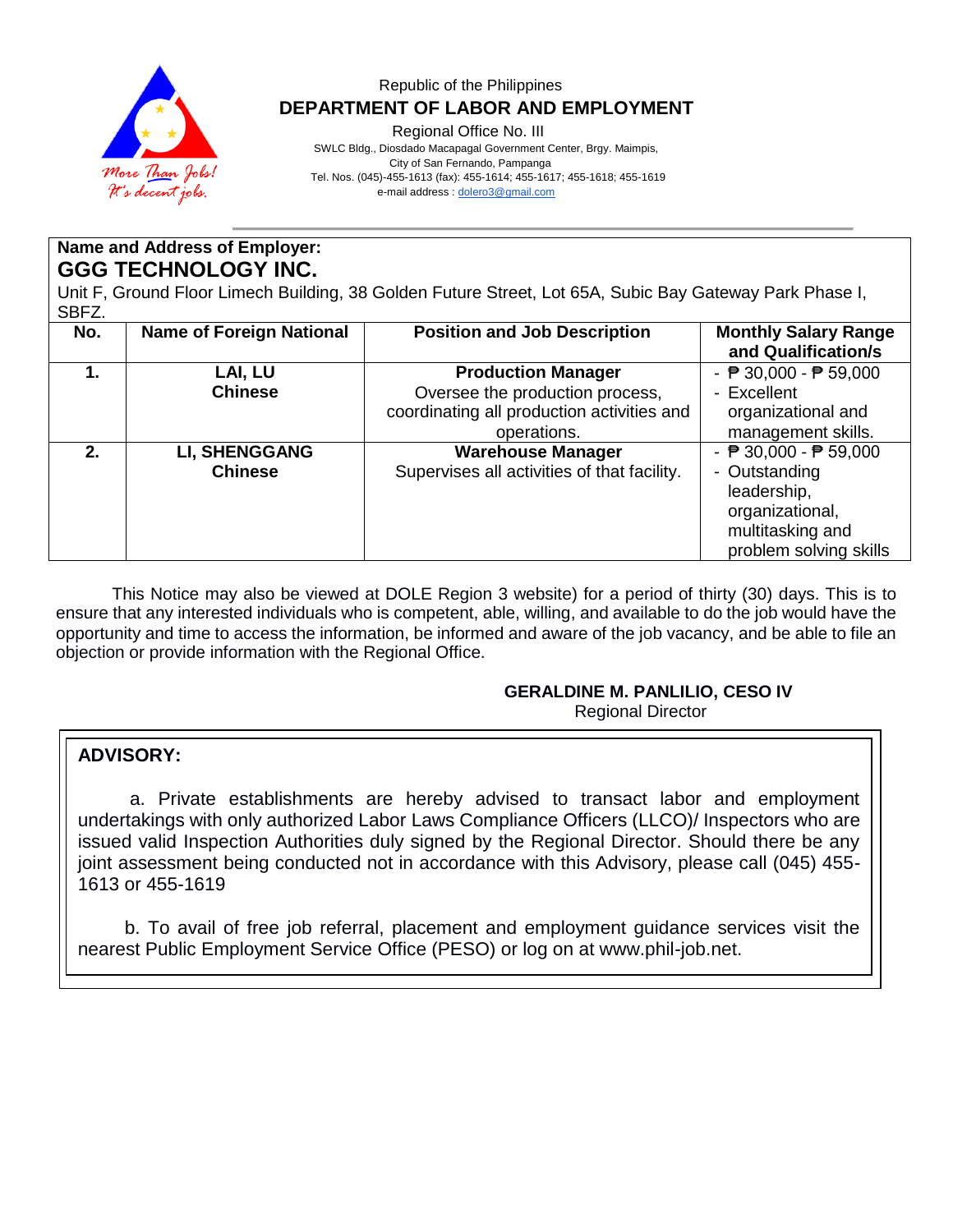Republic of the Philippines
**DEPARTMENT OF LABOR AND EMPLOYMENT**
Regional Office No. III
SWLC Bldg., Diosdado Macapagal Government Center, Brgy. Maimpis,
City of San Fernando, Pampanga
Tel. Nos. (045)-455-1613 (fax): 455-1614; 455-1617; 455-1618; 455-1619
e-mail address : dolero3@gmail.com

**Name and Address of Employer:**
## GGG TECHNOLOGY INC.
Unit F, Ground Floor Limech Building, 38 Golden Future Street, Lot 65A, Subic Bay Gateway Park Phase I, SBFZ.

| No. | Name of Foreign National | Position and Job Description | Monthly Salary Range and Qualification/s |
|---|---|---|---|
| **1.** | **LAI, LU** **Chinese** | **Production Manager** Oversee the production process, coordinating all production activities and operations. | - ₱ 30,000 - ₱ 59,000 - Excellent organizational and management skills. |
| **2.** | **LI, SHENGGANG** **Chinese** | **Warehouse Manager** Supervises all activities of that facility. | - ₱ 30,000 - ₱ 59,000 - Outstanding leadership, organizational, multitasking and problem solving skills |

This Notice may also be viewed at DOLE Region 3 website) for a period of thirty (30) days. This is to ensure that any interested individuals who is competent, able, willing, and available to do the job would have the opportunity and time to access the information, be informed and aware of the job vacancy, and be able to file an objection or provide information with the Regional Office.

**GERALDINE M. PANLILIO, CESO IV**
Regional Director

**ADVISORY:**

a. Private establishments are hereby advised to transact labor and employment undertakings with only authorized Labor Laws Compliance Officers (LLCO)/ Inspectors who are issued valid Inspection Authorities duly signed by the Regional Director. Should there be any joint assessment being conducted not in accordance with this Advisory, please call (045) 455-1613 or 455-1619

b. To avail of free job referral, placement and employment guidance services visit the nearest Public Employment Service Office (PESO) or log on at www.phil-job.net.